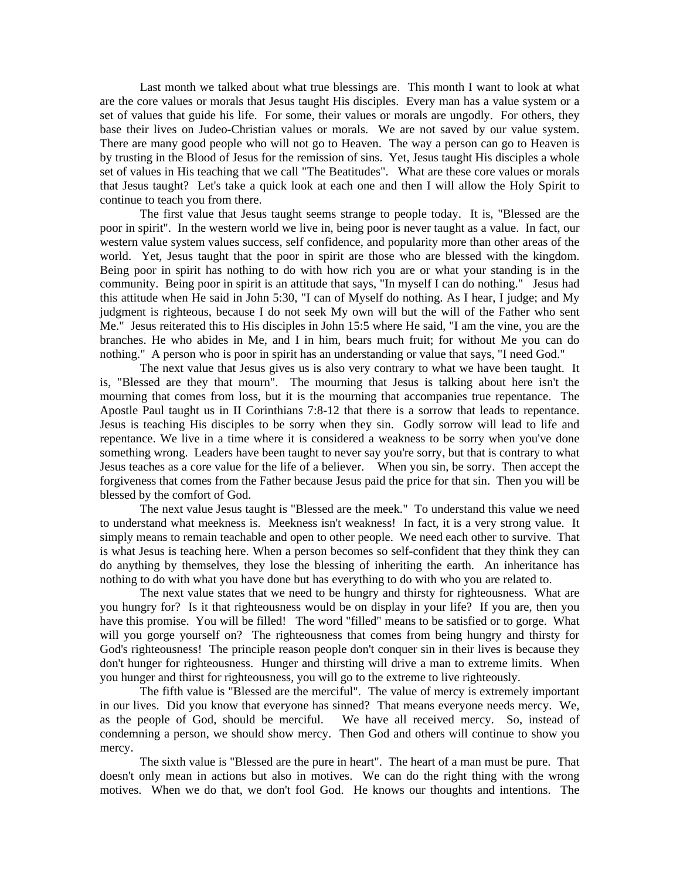Last month we talked about what true blessings are. This month I want to look at what are the core values or morals that Jesus taught His disciples. Every man has a value system or a set of values that guide his life. For some, their values or morals are ungodly. For others, they base their lives on Judeo-Christian values or morals. We are not saved by our value system. There are many good people who will not go to Heaven. The way a person can go to Heaven is by trusting in the Blood of Jesus for the remission of sins. Yet, Jesus taught His disciples a whole set of values in His teaching that we call "The Beatitudes". What are these core values or morals that Jesus taught? Let's take a quick look at each one and then I will allow the Holy Spirit to continue to teach you from there.

The first value that Jesus taught seems strange to people today. It is, "Blessed are the poor in spirit". In the western world we live in, being poor is never taught as a value. In fact, our western value system values success, self confidence, and popularity more than other areas of the world. Yet, Jesus taught that the poor in spirit are those who are blessed with the kingdom. Being poor in spirit has nothing to do with how rich you are or what your standing is in the community. Being poor in spirit is an attitude that says, "In myself I can do nothing." Jesus had this attitude when He said in John 5:30, "I can of Myself do nothing. As I hear, I judge; and My judgment is righteous, because I do not seek My own will but the will of the Father who sent Me." Jesus reiterated this to His disciples in John 15:5 where He said, "I am the vine, you are the branches. He who abides in Me, and I in him, bears much fruit; for without Me you can do nothing." A person who is poor in spirit has an understanding or value that says, "I need God."

The next value that Jesus gives us is also very contrary to what we have been taught. It is, "Blessed are they that mourn". The mourning that Jesus is talking about here isn't the mourning that comes from loss, but it is the mourning that accompanies true repentance. The Apostle Paul taught us in II Corinthians 7:8-12 that there is a sorrow that leads to repentance. Jesus is teaching His disciples to be sorry when they sin. Godly sorrow will lead to life and repentance. We live in a time where it is considered a weakness to be sorry when you've done something wrong. Leaders have been taught to never say you're sorry, but that is contrary to what Jesus teaches as a core value for the life of a believer. When you sin, be sorry. Then accept the forgiveness that comes from the Father because Jesus paid the price for that sin. Then you will be blessed by the comfort of God.

The next value Jesus taught is "Blessed are the meek." To understand this value we need to understand what meekness is. Meekness isn't weakness! In fact, it is a very strong value. It simply means to remain teachable and open to other people. We need each other to survive. That is what Jesus is teaching here. When a person becomes so self-confident that they think they can do anything by themselves, they lose the blessing of inheriting the earth. An inheritance has nothing to do with what you have done but has everything to do with who you are related to.

The next value states that we need to be hungry and thirsty for righteousness. What are you hungry for? Is it that righteousness would be on display in your life? If you are, then you have this promise. You will be filled! The word "filled" means to be satisfied or to gorge. What will you gorge yourself on? The righteousness that comes from being hungry and thirsty for God's righteousness! The principle reason people don't conquer sin in their lives is because they don't hunger for righteousness. Hunger and thirsting will drive a man to extreme limits. When you hunger and thirst for righteousness, you will go to the extreme to live righteously.

The fifth value is "Blessed are the merciful". The value of mercy is extremely important in our lives. Did you know that everyone has sinned? That means everyone needs mercy. We, as the people of God, should be merciful. We have all received mercy. So, instead of condemning a person, we should show mercy. Then God and others will continue to show you mercy.

The sixth value is "Blessed are the pure in heart". The heart of a man must be pure. That doesn't only mean in actions but also in motives. We can do the right thing with the wrong motives. When we do that, we don't fool God. He knows our thoughts and intentions. The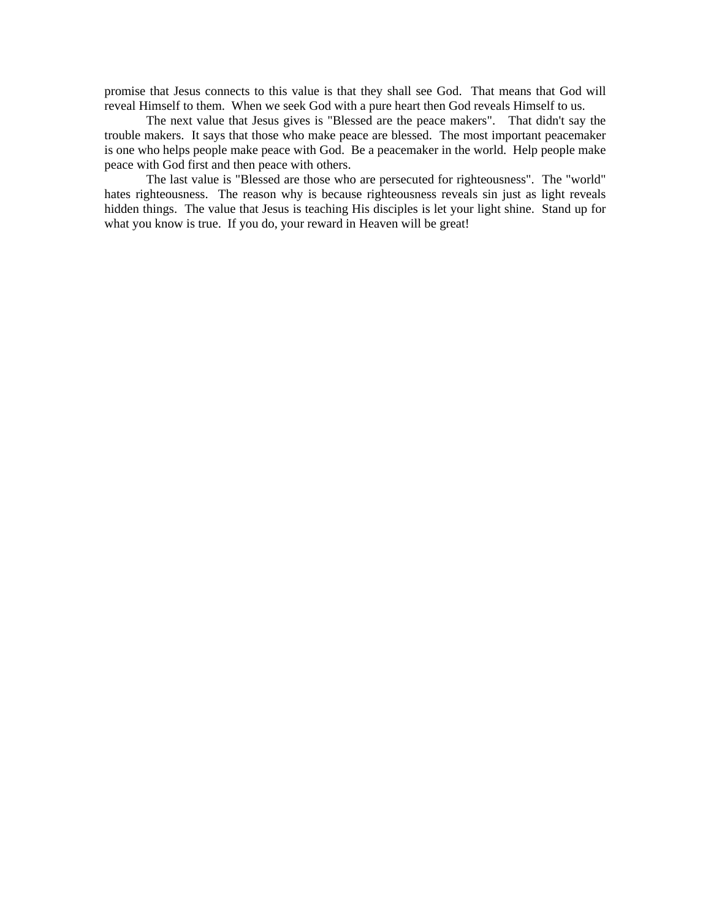promise that Jesus connects to this value is that they shall see God. That means that God will reveal Himself to them. When we seek God with a pure heart then God reveals Himself to us.

The next value that Jesus gives is "Blessed are the peace makers". That didn't say the trouble makers. It says that those who make peace are blessed. The most important peacemaker is one who helps people make peace with God. Be a peacemaker in the world. Help people make peace with God first and then peace with others.

The last value is "Blessed are those who are persecuted for righteousness". The "world" hates righteousness. The reason why is because righteousness reveals sin just as light reveals hidden things. The value that Jesus is teaching His disciples is let your light shine. Stand up for what you know is true. If you do, your reward in Heaven will be great!